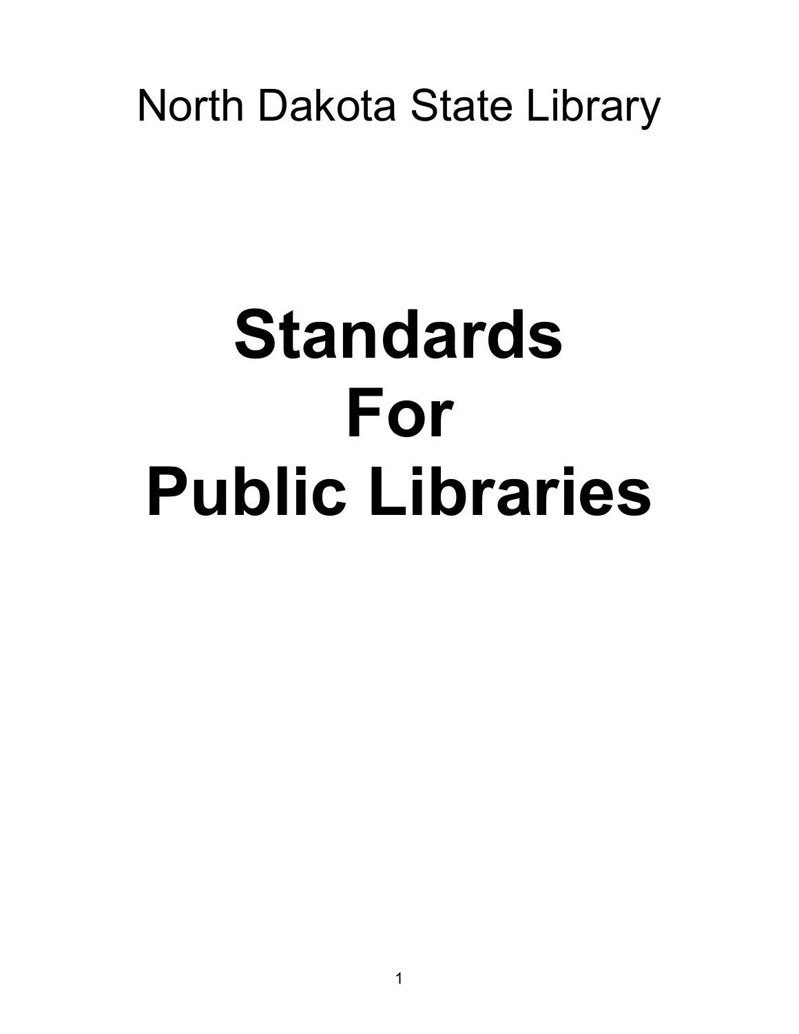North Dakota State Library

# Standards For Public Libraries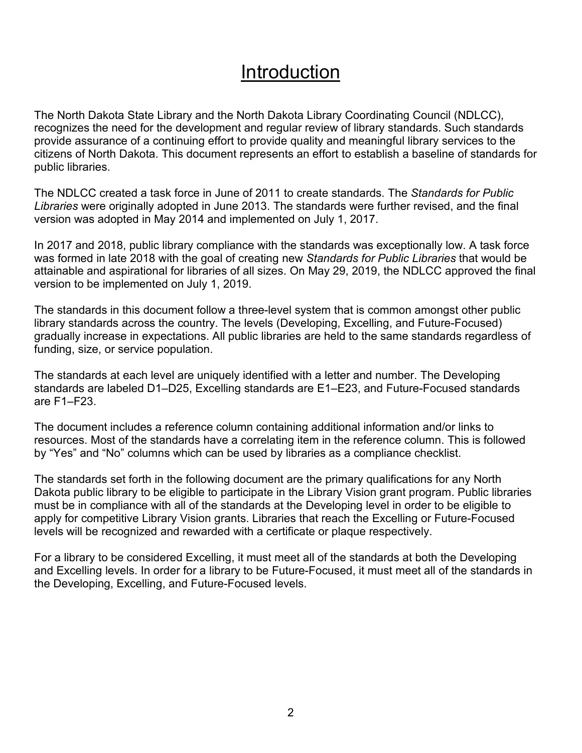# Introduction

The North Dakota State Library and the North Dakota Library Coordinating Council (NDLCC), recognizes the need for the development and regular review of library standards. Such standards provide assurance of a continuing effort to provide quality and meaningful library services to the citizens of North Dakota. This document represents an effort to establish a baseline of standards for public libraries.

The NDLCC created a task force in June of 2011 to create standards. The *Standards for Public Libraries* were originally adopted in June 2013. The standards were further revised, and the final version was adopted in May 2014 and implemented on July 1, 2017.

In 2017 and 2018, public library compliance with the standards was exceptionally low. A task force was formed in late 2018 with the goal of creating new *Standards for Public Libraries* that would be attainable and aspirational for libraries of all sizes. On May 29, 2019, the NDLCC approved the final version to be implemented on July 1, 2019.

The standards in this document follow a three-level system that is common amongst other public library standards across the country. The levels (Developing, Excelling, and Future-Focused) gradually increase in expectations. All public libraries are held to the same standards regardless of funding, size, or service population.

The standards at each level are uniquely identified with a letter and number. The Developing standards are labeled D1–D25, Excelling standards are E1–E23, and Future-Focused standards are F1–F23.

The document includes a reference column containing additional information and/or links to resources. Most of the standards have a correlating item in the reference column. This is followed by "Yes" and "No" columns which can be used by libraries as a compliance checklist.

The standards set forth in the following document are the primary qualifications for any North Dakota public library to be eligible to participate in the Library Vision grant program. Public libraries must be in compliance with all of the standards at the Developing level in order to be eligible to apply for competitive Library Vision grants. Libraries that reach the Excelling or Future-Focused levels will be recognized and rewarded with a certificate or plaque respectively.

For a library to be considered Excelling, it must meet all of the standards at both the Developing and Excelling levels. In order for a library to be Future-Focused, it must meet all of the standards in the Developing, Excelling, and Future-Focused levels.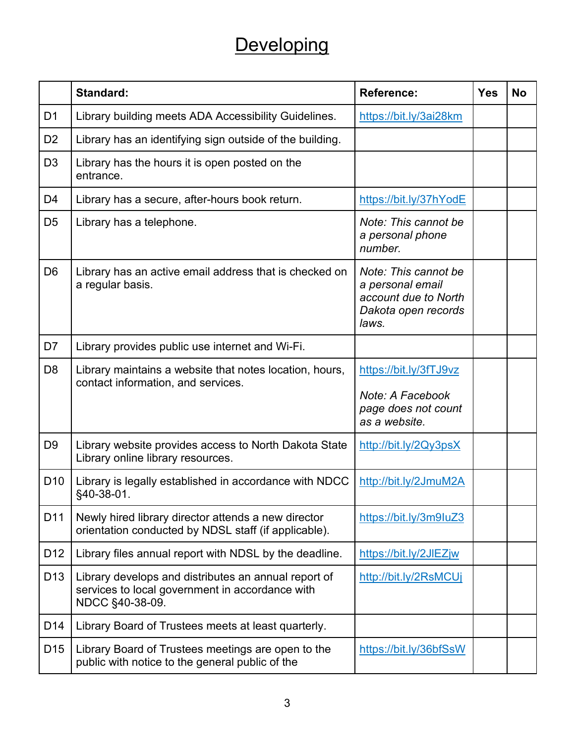# Developing

| | Standard: | Reference: | Yes | No |
|---|---|---|---|---|
| D1 | Library building meets ADA Accessibility Guidelines. | https://bit.ly/3ai28km | | |
| D2 | Library has an identifying sign outside of the building. | | | |
| D3 | Library has the hours it is open posted on the entrance. | | | |
| D4 | Library has a secure, after-hours book return. | https://bit.ly/37hYodE | | |
| D5 | Library has a telephone. | *Note: This cannot be a personal phone number.* | | |
| D6 | Library has an active email address that is checked on a regular basis. | *Note: This cannot be a personal email account due to North Dakota open records laws.* | | |
| D7 | Library provides public use internet and Wi-Fi. | | | |
| D8 | Library maintains a website that notes location, hours, contact information, and services. | https://bit.ly/3fTJ9vz<br><br>*Note: A Facebook page does not count as a website.* | | |
| D9 | Library website provides access to North Dakota State Library online library resources. | http://bit.ly/2Qy3psX | | |
| D10 | Library is legally established in accordance with NDCC §40-38-01. | http://bit.ly/2JmuM2A | | |
| D11 | Newly hired library director attends a new director orientation conducted by NDSL staff (if applicable). | https://bit.ly/3m9IuZ3 | | |
| D12 | Library files annual report with NDSL by the deadline. | https://bit.ly/2JlEZjw | | |
| D13 | Library develops and distributes an annual report of services to local government in accordance with NDCC §40-38-09. | http://bit.ly/2RsMCUj | | |
| D14 | Library Board of Trustees meets at least quarterly. | | | |
| D15 | Library Board of Trustees meetings are open to the public with notice to the general public of the | https://bit.ly/36bfSsW | | |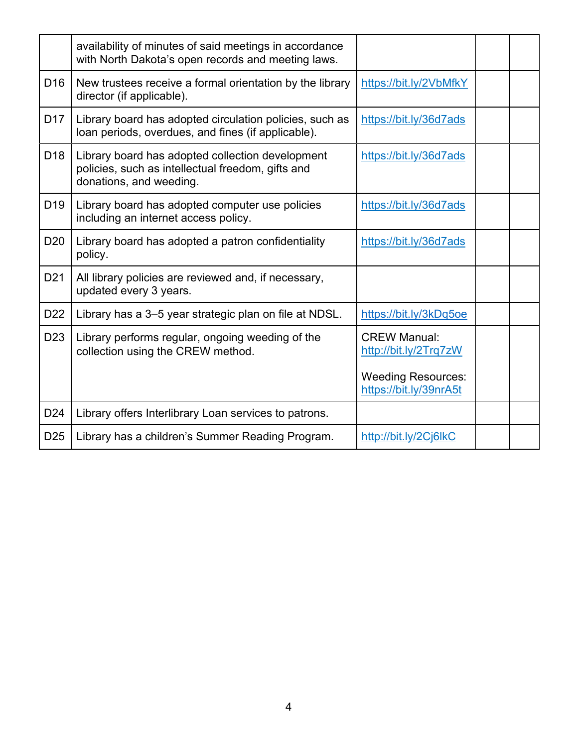| | | | | |
|---|---|---|---|---|
| | availability of minutes of said meetings in accordance with North Dakota's open records and meeting laws. | | | |
| D16 | New trustees receive a formal orientation by the library director (if applicable). | https://bit.ly/2VbMfkY | | |
| D17 | Library board has adopted circulation policies, such as loan periods, overdues, and fines (if applicable). | https://bit.ly/36d7ads | | |
| D18 | Library board has adopted collection development policies, such as intellectual freedom, gifts and donations, and weeding. | https://bit.ly/36d7ads | | |
| D19 | Library board has adopted computer use policies including an internet access policy. | https://bit.ly/36d7ads | | |
| D20 | Library board has adopted a patron confidentiality policy. | https://bit.ly/36d7ads | | |
| D21 | All library policies are reviewed and, if necessary, updated every 3 years. | | | |
| D22 | Library has a 3–5 year strategic plan on file at NDSL. | https://bit.ly/3kDq5oe | | |
| D23 | Library performs regular, ongoing weeding of the collection using the CREW method. | CREW Manual: http://bit.ly/2Trq7zW<br><br>Weeding Resources: https://bit.ly/39nrA5t | | |
| D24 | Library offers Interlibrary Loan services to patrons. | | | |
| D25 | Library has a children's Summer Reading Program. | http://bit.ly/2Cj6lkC | | |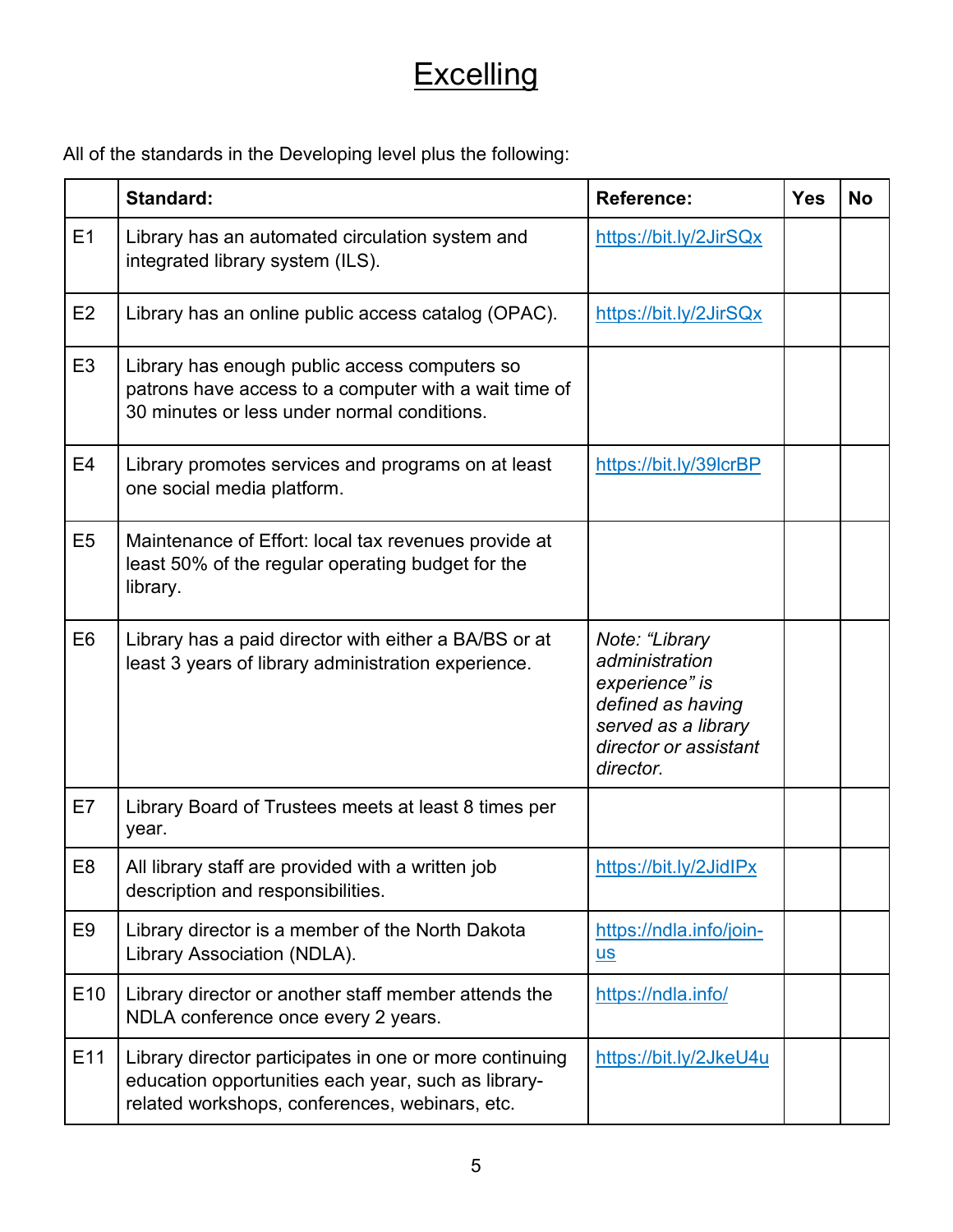# Excelling

All of the standards in the Developing level plus the following:

| | Standard: | Reference: | Yes | No |
|---|---|---|---|---|
| E1 | Library has an automated circulation system and integrated library system (ILS). | https://bit.ly/2JirSQx | | |
| E2 | Library has an online public access catalog (OPAC). | https://bit.ly/2JirSQx | | |
| E3 | Library has enough public access computers so patrons have access to a computer with a wait time of 30 minutes or less under normal conditions. | | | |
| E4 | Library promotes services and programs on at least one social media platform. | https://bit.ly/39lcrBP | | |
| E5 | Maintenance of Effort: local tax revenues provide at least 50% of the regular operating budget for the library. | | | |
| E6 | Library has a paid director with either a BA/BS or at least 3 years of library administration experience. | *Note: "Library administration experience" is defined as having served as a library director or assistant director.* | | |
| E7 | Library Board of Trustees meets at least 8 times per year. | | | |
| E8 | All library staff are provided with a written job description and responsibilities. | https://bit.ly/2JidIPx | | |
| E9 | Library director is a member of the North Dakota Library Association (NDLA). | https://ndla.info/join-us | | |
| E10 | Library director or another staff member attends the NDLA conference once every 2 years. | https://ndla.info/ | | |
| E11 | Library director participates in one or more continuing education opportunities each year, such as library-related workshops, conferences, webinars, etc. | https://bit.ly/2JkeU4u | | |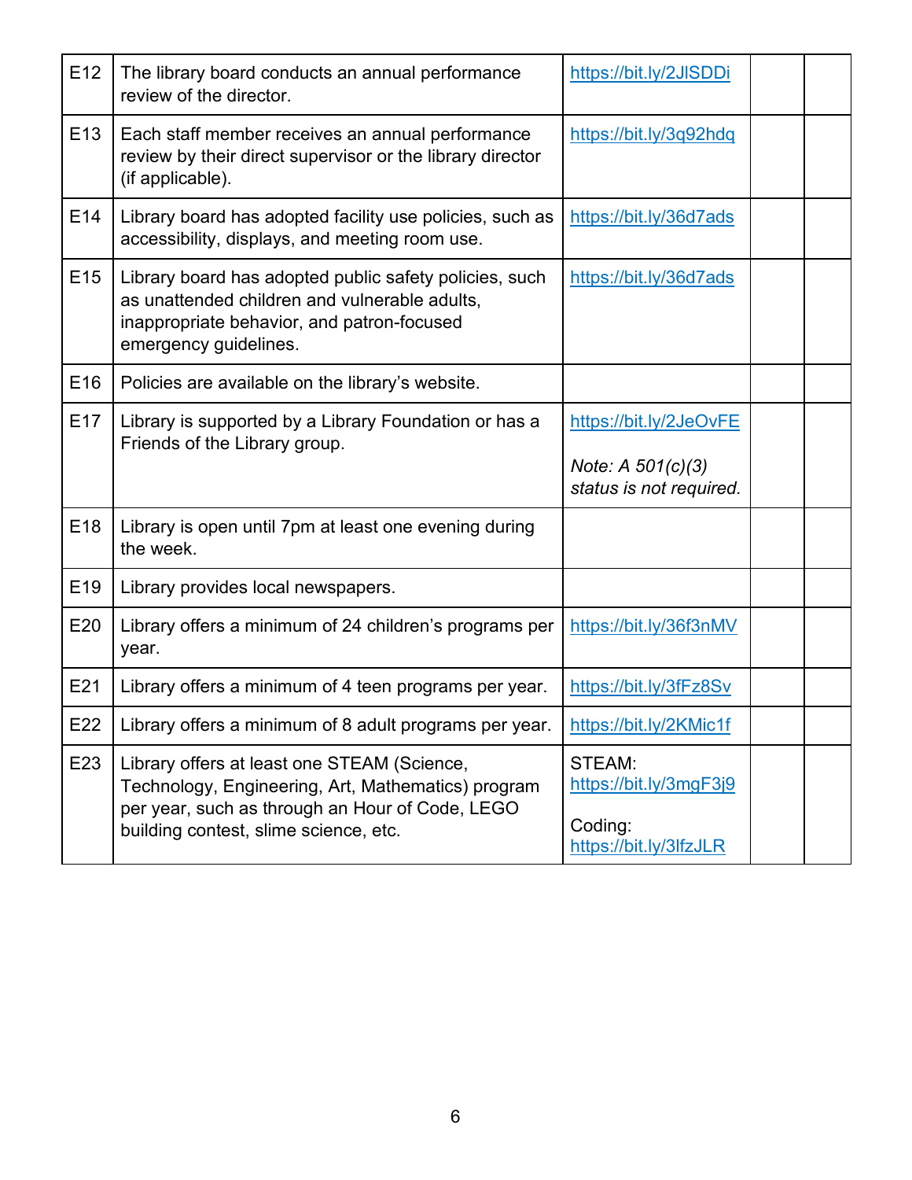| | | | | |
|---|---|---|---|---|
| E12 | The library board conducts an annual performance review of the director. | https://bit.ly/2JlSDDi | | |
| E13 | Each staff member receives an annual performance review by their direct supervisor or the library director (if applicable). | https://bit.ly/3q92hdq | | |
| E14 | Library board has adopted facility use policies, such as accessibility, displays, and meeting room use. | https://bit.ly/36d7ads | | |
| E15 | Library board has adopted public safety policies, such as unattended children and vulnerable adults, inappropriate behavior, and patron-focused emergency guidelines. | https://bit.ly/36d7ads | | |
| E16 | Policies are available on the library's website. | | | |
| E17 | Library is supported by a Library Foundation or has a Friends of the Library group. | https://bit.ly/2JeOvFE<br><br>*Note: A 501(c)(3) status is not required.* | | |
| E18 | Library is open until 7pm at least one evening during the week. | | | |
| E19 | Library provides local newspapers. | | | |
| E20 | Library offers a minimum of 24 children's programs per year. | https://bit.ly/36f3nMV | | |
| E21 | Library offers a minimum of 4 teen programs per year. | https://bit.ly/3fFz8Sv | | |
| E22 | Library offers a minimum of 8 adult programs per year. | https://bit.ly/2KMic1f | | |
| E23 | Library offers at least one STEAM (Science, Technology, Engineering, Art, Mathematics) program per year, such as through an Hour of Code, LEGO building contest, slime science, etc. | STEAM: https://bit.ly/3mgF3j9<br><br>Coding: https://bit.ly/3lfzJLR | | |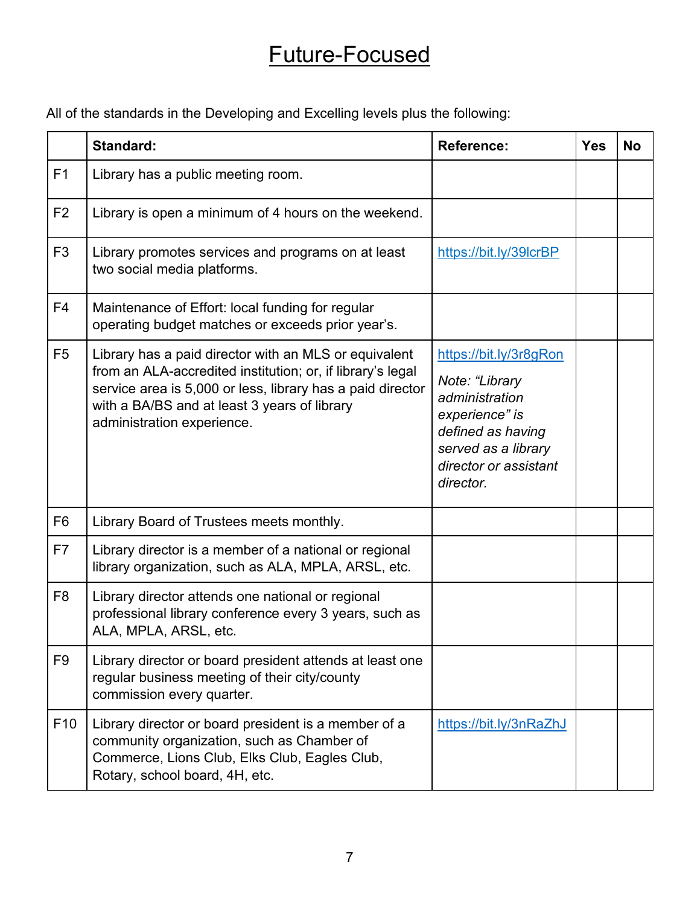# Future-Focused

All of the standards in the Developing and Excelling levels plus the following:

| | Standard: | Reference: | Yes | No |
|---|---|---|---|---|
| F1 | Library has a public meeting room. | | | |
| F2 | Library is open a minimum of 4 hours on the weekend. | | | |
| F3 | Library promotes services and programs on at least two social media platforms. | https://bit.ly/39lcrBP | | |
| F4 | Maintenance of Effort: local funding for regular operating budget matches or exceeds prior year's. | | | |
| F5 | Library has a paid director with an MLS or equivalent from an ALA-accredited institution; or, if library's legal service area is 5,000 or less, library has a paid director with a BA/BS and at least 3 years of library administration experience. | https://bit.ly/3r8gRon *Note: "Library administration experience" is defined as having served as a library director or assistant director.* | | |
| F6 | Library Board of Trustees meets monthly. | | | |
| F7 | Library director is a member of a national or regional library organization, such as ALA, MPLA, ARSL, etc. | | | |
| F8 | Library director attends one national or regional professional library conference every 3 years, such as ALA, MPLA, ARSL, etc. | | | |
| F9 | Library director or board president attends at least one regular business meeting of their city/county commission every quarter. | | | |
| F10 | Library director or board president is a member of a community organization, such as Chamber of Commerce, Lions Club, Elks Club, Eagles Club, Rotary, school board, 4H, etc. | https://bit.ly/3nRaZhJ | | |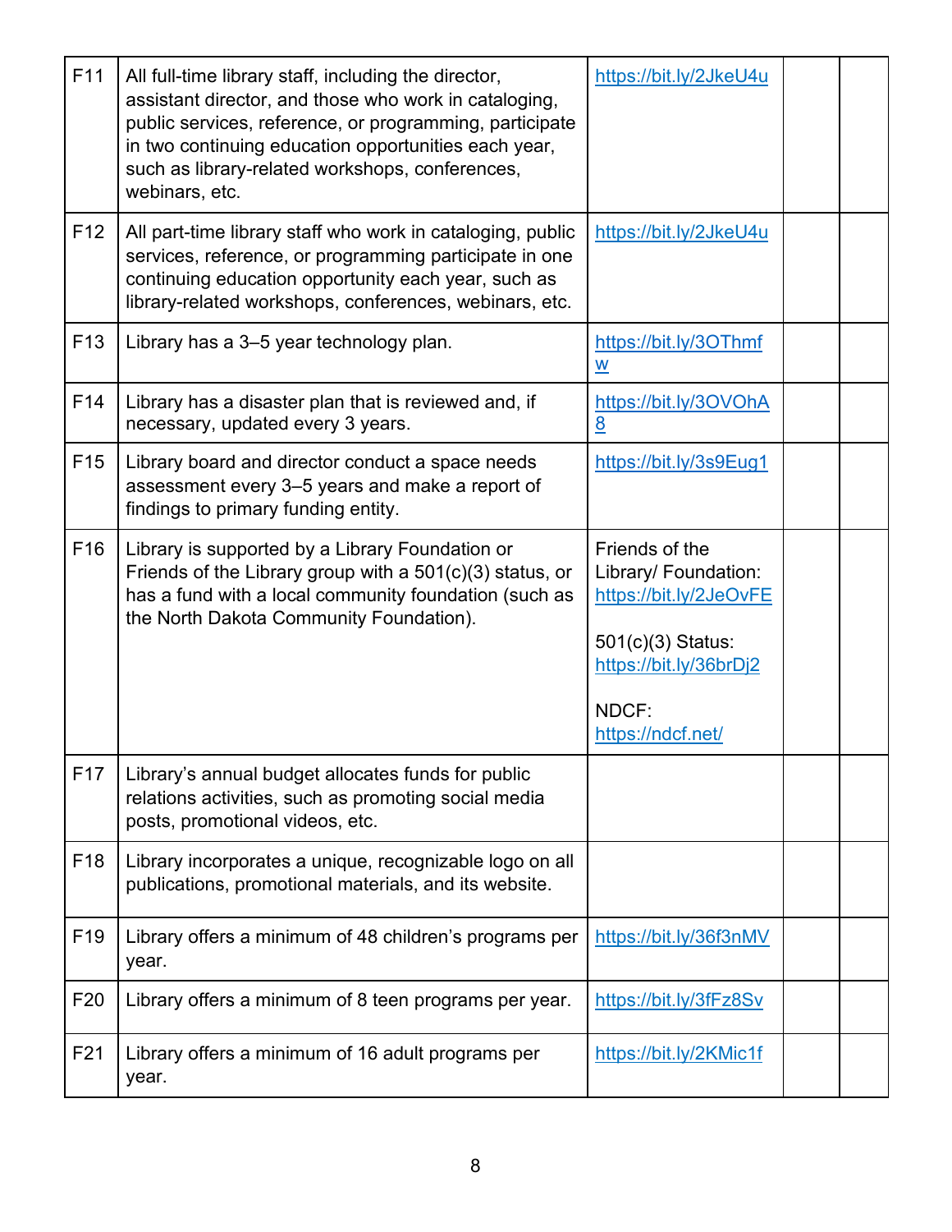| F11 | All full-time library staff, including the director, assistant director, and those who work in cataloging, public services, reference, or programming, participate in two continuing education opportunities each year, such as library-related workshops, conferences, webinars, etc. | https://bit.ly/2JkeU4u | | |
|---|---|---|---|---|
| F12 | All part-time library staff who work in cataloging, public services, reference, or programming participate in one continuing education opportunity each year, such as library-related workshops, conferences, webinars, etc. | https://bit.ly/2JkeU4u | | |
| F13 | Library has a 3–5 year technology plan. | https://bit.ly/3OThmfw | | |
| F14 | Library has a disaster plan that is reviewed and, if necessary, updated every 3 years. | https://bit.ly/3OVOhA8 | | |
| F15 | Library board and director conduct a space needs assessment every 3–5 years and make a report of findings to primary funding entity. | https://bit.ly/3s9Eug1 | | |
| F16 | Library is supported by a Library Foundation or Friends of the Library group with a 501(c)(3) status, or has a fund with a local community foundation (such as the North Dakota Community Foundation). | Friends of the Library/ Foundation: https://bit.ly/2JeOvFE<br><br>501(c)(3) Status: https://bit.ly/36brDj2<br><br>NDCF: https://ndcf.net/ | | |
| F17 | Library's annual budget allocates funds for public relations activities, such as promoting social media posts, promotional videos, etc. | | | |
| F18 | Library incorporates a unique, recognizable logo on all publications, promotional materials, and its website. | | | |
| F19 | Library offers a minimum of 48 children's programs per year. | https://bit.ly/36f3nMV | | |
| F20 | Library offers a minimum of 8 teen programs per year. | https://bit.ly/3fFz8Sv | | |
| F21 | Library offers a minimum of 16 adult programs per year. | https://bit.ly/2KMic1f | | |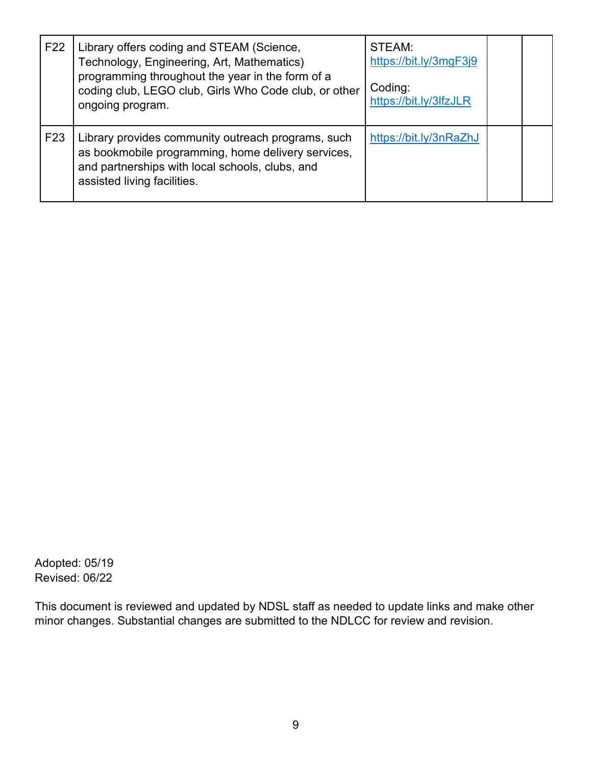| | | | | |
|---|---|---|---|---|
| F22 | Library offers coding and STEAM (Science, Technology, Engineering, Art, Mathematics) programming throughout the year in the form of a coding club, LEGO club, Girls Who Code club, or other ongoing program. | STEAM: https://bit.ly/3mgF3j9<br><br>Coding: https://bit.ly/3lfzJLR | | |
| F23 | Library provides community outreach programs, such as bookmobile programming, home delivery services, and partnerships with local schools, clubs, and assisted living facilities. | https://bit.ly/3nRaZhJ | | |

Adopted: 05/19
Revised: 06/22

This document is reviewed and updated by NDSL staff as needed to update links and make other minor changes. Substantial changes are submitted to the NDLCC for review and revision.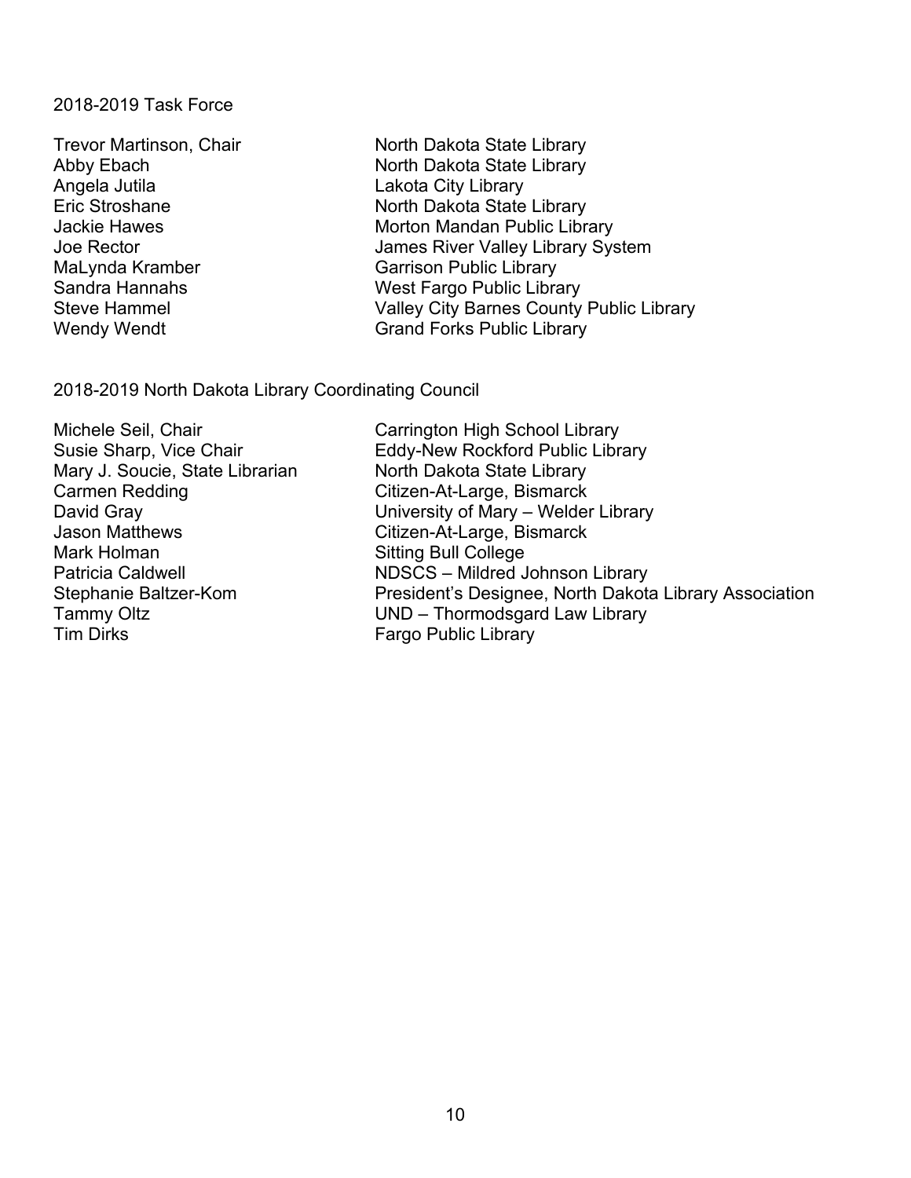2018-2019 Task Force

| | |
|---|---|
| Trevor Martinson, Chair | North Dakota State Library |
| Abby Ebach | North Dakota State Library |
| Angela Jutila | Lakota City Library |
| Eric Stroshane | North Dakota State Library |
| Jackie Hawes | Morton Mandan Public Library |
| Joe Rector | James River Valley Library System |
| MaLynda Kramber | Garrison Public Library |
| Sandra Hannahs | West Fargo Public Library |
| Steve Hammel | Valley City Barnes County Public Library |
| Wendy Wendt | Grand Forks Public Library |

2018-2019 North Dakota Library Coordinating Council

| | |
|---|---|
| Michele Seil, Chair | Carrington High School Library |
| Susie Sharp, Vice Chair | Eddy-New Rockford Public Library |
| Mary J. Soucie, State Librarian | North Dakota State Library |
| Carmen Redding | Citizen-At-Large, Bismarck |
| David Gray | University of Mary – Welder Library |
| Jason Matthews | Citizen-At-Large, Bismarck |
| Mark Holman | Sitting Bull College |
| Patricia Caldwell | NDSCS – Mildred Johnson Library |
| Stephanie Baltzer-Kom | President's Designee, North Dakota Library Association |
| Tammy Oltz | UND – Thormodsgard Law Library |
| Tim Dirks | Fargo Public Library |